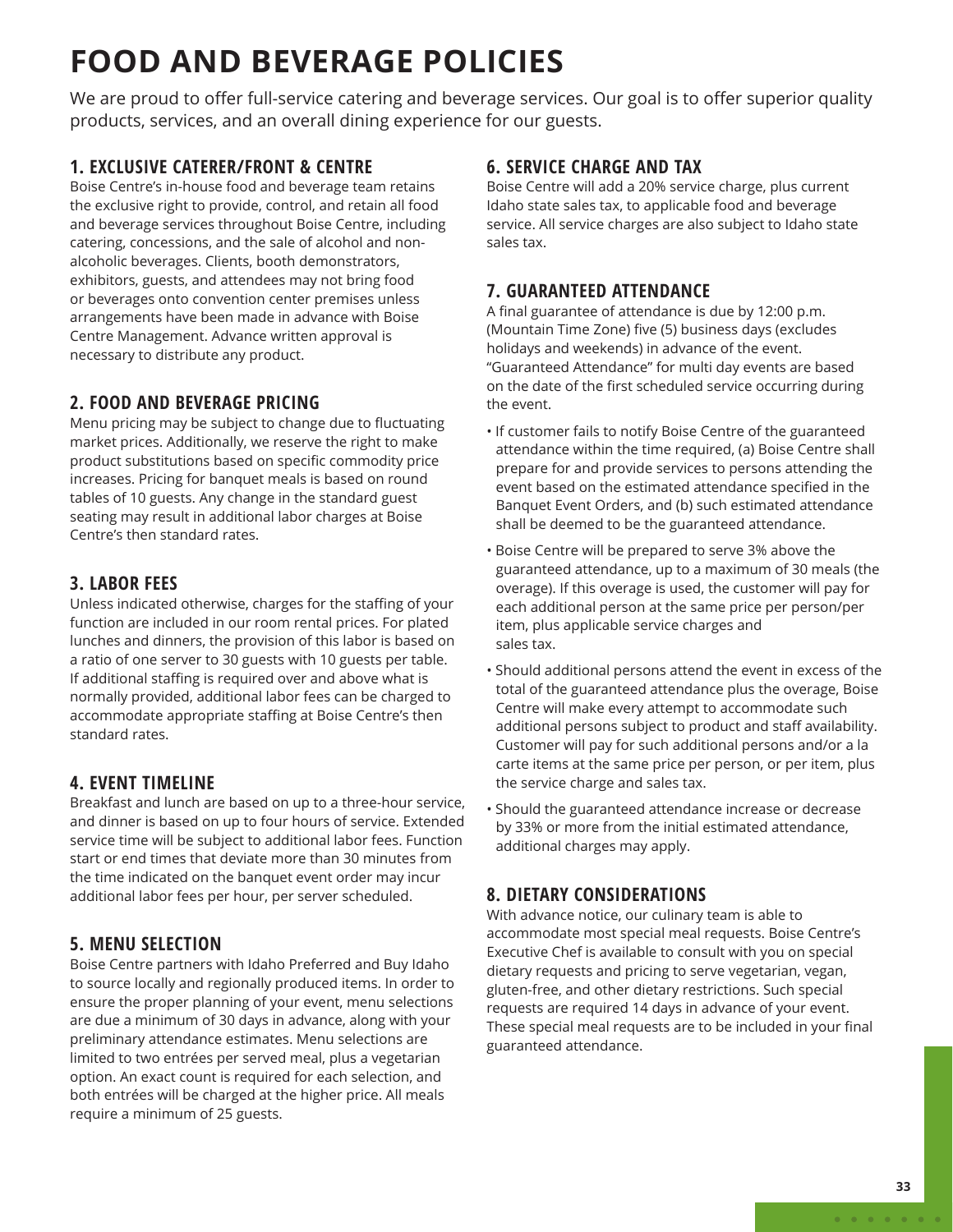# FOOD AND BEVERAGE POLICIES

We are proud to offer full-service catering and beverage services. Our goal is to offer superior quality products, services, and an overall dining experience for our guests.

## 1. EXCLUSIVE CATERER/FRONT & CENTRE

Boise Centre's in-house food and beverage team retains the exclusive right to provide, control, and retain all food and beverage services throughout Boise Centre, including catering, concessions, and the sale of alcohol and non-alcoholic beverages. Clients, booth demonstrators, exhibitors, guests, and attendees may not bring food or beverages onto convention center premises unless arrangements have been made in advance with Boise Centre Management. Advance written approval is necessary to distribute any product.

## 2. FOOD AND BEVERAGE PRICING

Menu pricing may be subject to change due to fluctuating market prices. Additionally, we reserve the right to make product substitutions based on specific commodity price increases. Pricing for banquet meals is based on round tables of 10 guests. Any change in the standard guest seating may result in additional labor charges at Boise Centre's then standard rates.

## 3. LABOR FEES

Unless indicated otherwise, charges for the staffing of your function are included in our room rental prices. For plated lunches and dinners, the provision of this labor is based on a ratio of one server to 30 guests with 10 guests per table. If additional staffing is required over and above what is normally provided, additional labor fees can be charged to accommodate appropriate staffing at Boise Centre's then standard rates.

## 4. EVENT TIMELINE

Breakfast and lunch are based on up to a three-hour service, and dinner is based on up to four hours of service. Extended service time will be subject to additional labor fees. Function start or end times that deviate more than 30 minutes from the time indicated on the banquet event order may incur additional labor fees per hour, per server scheduled.

## 5. MENU SELECTION

Boise Centre partners with Idaho Preferred and Buy Idaho to source locally and regionally produced items. In order to ensure the proper planning of your event, menu selections are due a minimum of 30 days in advance, along with your preliminary attendance estimates. Menu selections are limited to two entrées per served meal, plus a vegetarian option. An exact count is required for each selection, and both entrées will be charged at the higher price. All meals require a minimum of 25 guests.

## 6. SERVICE CHARGE AND TAX

Boise Centre will add a 20% service charge, plus current Idaho state sales tax, to applicable food and beverage service. All service charges are also subject to Idaho state sales tax.

## 7. GUARANTEED ATTENDANCE

A final guarantee of attendance is due by 12:00 p.m. (Mountain Time Zone) five (5) business days (excludes holidays and weekends) in advance of the event. "Guaranteed Attendance" for multi day events are based on the date of the first scheduled service occurring during the event.

- If customer fails to notify Boise Centre of the guaranteed attendance within the time required, (a) Boise Centre shall prepare for and provide services to persons attending the event based on the estimated attendance specified in the Banquet Event Orders, and (b) such estimated attendance shall be deemed to be the guaranteed attendance.
- Boise Centre will be prepared to serve 3% above the guaranteed attendance, up to a maximum of 30 meals (the overage). If this overage is used, the customer will pay for each additional person at the same price per person/per item, plus applicable service charges and sales tax.
- Should additional persons attend the event in excess of the total of the guaranteed attendance plus the overage, Boise Centre will make every attempt to accommodate such additional persons subject to product and staff availability. Customer will pay for such additional persons and/or a la carte items at the same price per person, or per item, plus the service charge and sales tax.
- Should the guaranteed attendance increase or decrease by 33% or more from the initial estimated attendance, additional charges may apply.

## 8. DIETARY CONSIDERATIONS

With advance notice, our culinary team is able to accommodate most special meal requests. Boise Centre's Executive Chef is available to consult with you on special dietary requests and pricing to serve vegetarian, vegan, gluten-free, and other dietary restrictions. Such special requests are required 14 days in advance of your event. These special meal requests are to be included in your final guaranteed attendance.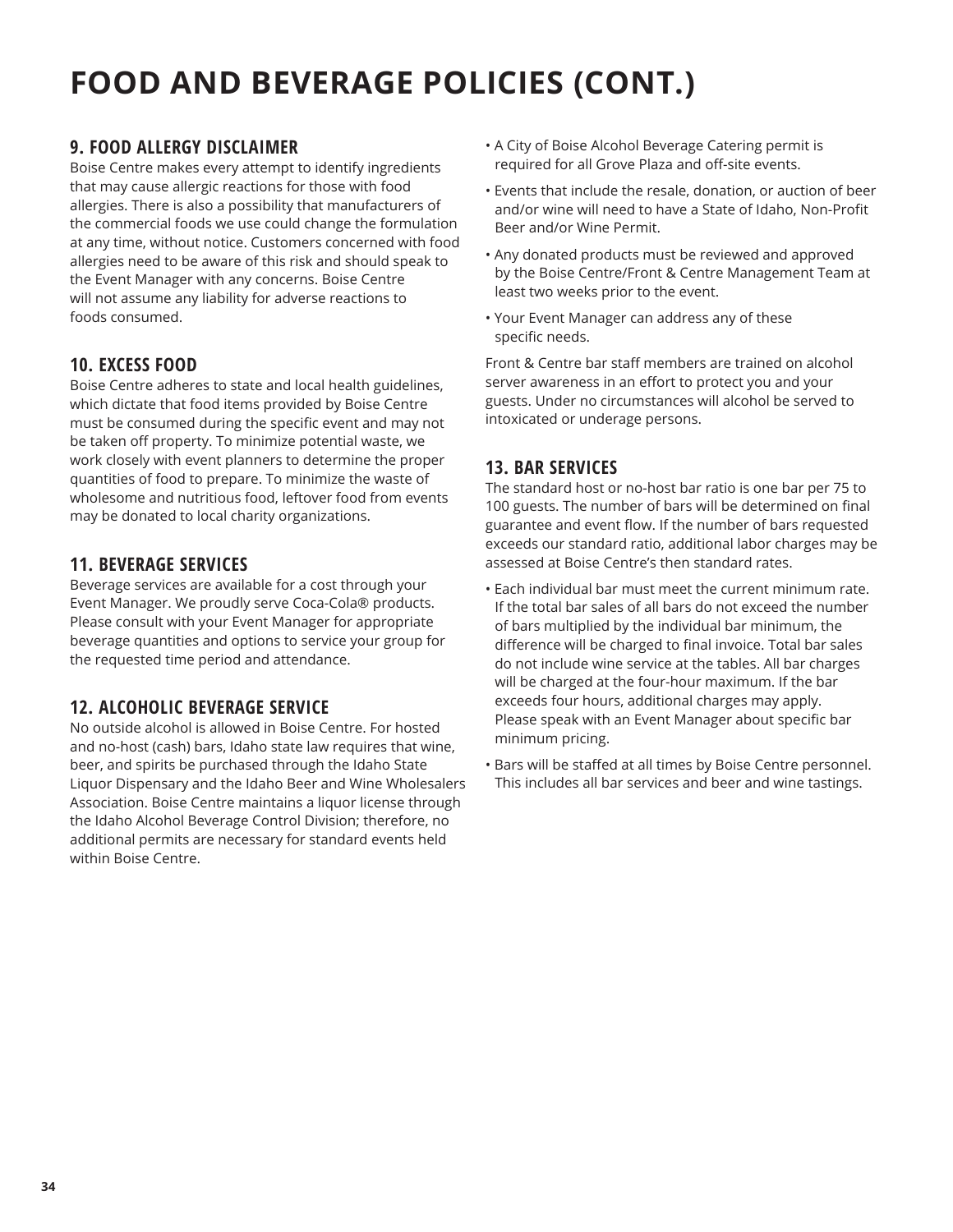# FOOD AND BEVERAGE POLICIES (CONT.)

## 9. FOOD ALLERGY DISCLAIMER

Boise Centre makes every attempt to identify ingredients that may cause allergic reactions for those with food allergies. There is also a possibility that manufacturers of the commercial foods we use could change the formulation at any time, without notice. Customers concerned with food allergies need to be aware of this risk and should speak to the Event Manager with any concerns. Boise Centre will not assume any liability for adverse reactions to foods consumed.

## 10. EXCESS FOOD

Boise Centre adheres to state and local health guidelines, which dictate that food items provided by Boise Centre must be consumed during the specific event and may not be taken off property. To minimize potential waste, we work closely with event planners to determine the proper quantities of food to prepare. To minimize the waste of wholesome and nutritious food, leftover food from events may be donated to local charity organizations.

## 11. BEVERAGE SERVICES

Beverage services are available for a cost through your Event Manager. We proudly serve Coca-Cola® products. Please consult with your Event Manager for appropriate beverage quantities and options to service your group for the requested time period and attendance.

## 12. ALCOHOLIC BEVERAGE SERVICE

No outside alcohol is allowed in Boise Centre. For hosted and no-host (cash) bars, Idaho state law requires that wine, beer, and spirits be purchased through the Idaho State Liquor Dispensary and the Idaho Beer and Wine Wholesalers Association. Boise Centre maintains a liquor license through the Idaho Alcohol Beverage Control Division; therefore, no additional permits are necessary for standard events held within Boise Centre.

- A City of Boise Alcohol Beverage Catering permit is required for all Grove Plaza and off-site events.
- Events that include the resale, donation, or auction of beer and/or wine will need to have a State of Idaho, Non-Profit Beer and/or Wine Permit.
- Any donated products must be reviewed and approved by the Boise Centre/Front & Centre Management Team at least two weeks prior to the event.
- Your Event Manager can address any of these specific needs.

Front & Centre bar staff members are trained on alcohol server awareness in an effort to protect you and your guests. Under no circumstances will alcohol be served to intoxicated or underage persons.

## 13. BAR SERVICES

The standard host or no-host bar ratio is one bar per 75 to 100 guests. The number of bars will be determined on final guarantee and event flow. If the number of bars requested exceeds our standard ratio, additional labor charges may be assessed at Boise Centre's then standard rates.

- Each individual bar must meet the current minimum rate. If the total bar sales of all bars do not exceed the number of bars multiplied by the individual bar minimum, the difference will be charged to final invoice. Total bar sales do not include wine service at the tables. All bar charges will be charged at the four-hour maximum. If the bar exceeds four hours, additional charges may apply. Please speak with an Event Manager about specific bar minimum pricing.
- Bars will be staffed at all times by Boise Centre personnel. This includes all bar services and beer and wine tastings.